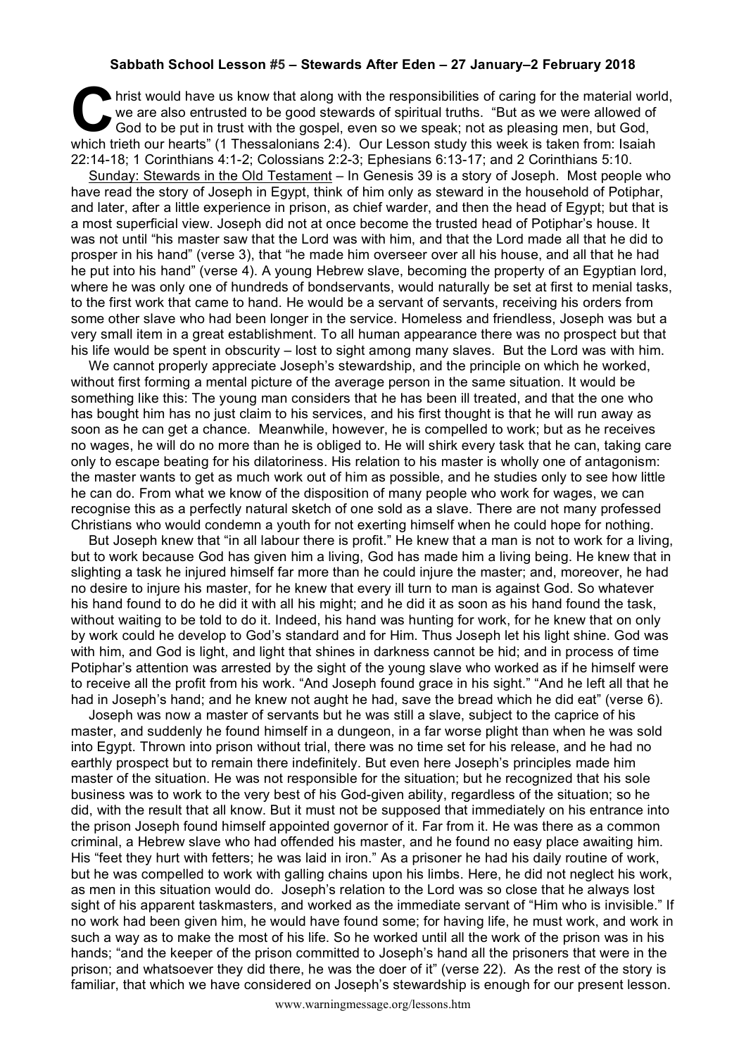**Sabbath School Lesson #5 – Stewards After Eden – 27 January–2 February 2018**

Christ would have us know that along with the responsibilities of caring for the material world, we are also entrusted to be good stewards of spiritual truths. "But as we were allowed of God to be put in trust with the gospel, even so we speak; not as pleasing men, but God, which trieth our hearts" (1 Thessalonians 2:4). Our Lesson study this week is taken from: Isaiah 22:14-18; 1 Corinthians 4:1-2; Colossians 2:2-3; Ephesians 6:13-17; and 2 Corinthians 5:10.

Sunday: Stewards in the Old Testament – In Genesis 39 is a story of Joseph. Most people who have read the story of Joseph in Egypt, think of him only as steward in the household of Potiphar, and later, after a little experience in prison, as chief warder, and then the head of Egypt; but that is a most superficial view. Joseph did not at once become the trusted head of Potiphar's house. It was not until "his master saw that the Lord was with him, and that the Lord made all that he did to prosper in his hand" (verse 3), that "he made him overseer over all his house, and all that he had he put into his hand" (verse 4). A young Hebrew slave, becoming the property of an Egyptian lord, where he was only one of hundreds of bondservants, would naturally be set at first to menial tasks, to the first work that came to hand. He would be a servant of servants, receiving his orders from some other slave who had been longer in the service. Homeless and friendless, Joseph was but a very small item in a great establishment. To all human appearance there was no prospect but that his life would be spent in obscurity – lost to sight among many slaves. But the Lord was with him.

We cannot properly appreciate Joseph's stewardship, and the principle on which he worked, without first forming a mental picture of the average person in the same situation. It would be something like this: The young man considers that he has been ill treated, and that the one who has bought him has no just claim to his services, and his first thought is that he will run away as soon as he can get a chance. Meanwhile, however, he is compelled to work; but as he receives no wages, he will do no more than he is obliged to. He will shirk every task that he can, taking care only to escape beating for his dilatoriness. His relation to his master is wholly one of antagonism: the master wants to get as much work out of him as possible, and he studies only to see how little he can do. From what we know of the disposition of many people who work for wages, we can recognise this as a perfectly natural sketch of one sold as a slave. There are not many professed Christians who would condemn a youth for not exerting himself when he could hope for nothing.

But Joseph knew that "in all labour there is profit." He knew that a man is not to work for a living, but to work because God has given him a living, God has made him a living being. He knew that in slighting a task he injured himself far more than he could injure the master; and, moreover, he had no desire to injure his master, for he knew that every ill turn to man is against God. So whatever his hand found to do he did it with all his might; and he did it as soon as his hand found the task, without waiting to be told to do it. Indeed, his hand was hunting for work, for he knew that on only by work could he develop to God's standard and for Him. Thus Joseph let his light shine. God was with him, and God is light, and light that shines in darkness cannot be hid; and in process of time Potiphar's attention was arrested by the sight of the young slave who worked as if he himself were to receive all the profit from his work. "And Joseph found grace in his sight." "And he left all that he had in Joseph's hand; and he knew not aught he had, save the bread which he did eat" (verse 6).

Joseph was now a master of servants but he was still a slave, subject to the caprice of his master, and suddenly he found himself in a dungeon, in a far worse plight than when he was sold into Egypt. Thrown into prison without trial, there was no time set for his release, and he had no earthly prospect but to remain there indefinitely. But even here Joseph's principles made him master of the situation. He was not responsible for the situation; but he recognized that his sole business was to work to the very best of his God-given ability, regardless of the situation; so he did, with the result that all know. But it must not be supposed that immediately on his entrance into the prison Joseph found himself appointed governor of it. Far from it. He was there as a common criminal, a Hebrew slave who had offended his master, and he found no easy place awaiting him. His "feet they hurt with fetters; he was laid in iron." As a prisoner he had his daily routine of work, but he was compelled to work with galling chains upon his limbs. Here, he did not neglect his work, as men in this situation would do. Joseph's relation to the Lord was so close that he always lost sight of his apparent taskmasters, and worked as the immediate servant of "Him who is invisible." If no work had been given him, he would have found some; for having life, he must work, and work in such a way as to make the most of his life. So he worked until all the work of the prison was in his hands; "and the keeper of the prison committed to Joseph's hand all the prisoners that were in the prison; and whatsoever they did there, he was the doer of it" (verse 22). As the rest of the story is familiar, that which we have considered on Joseph's stewardship is enough for our present lesson.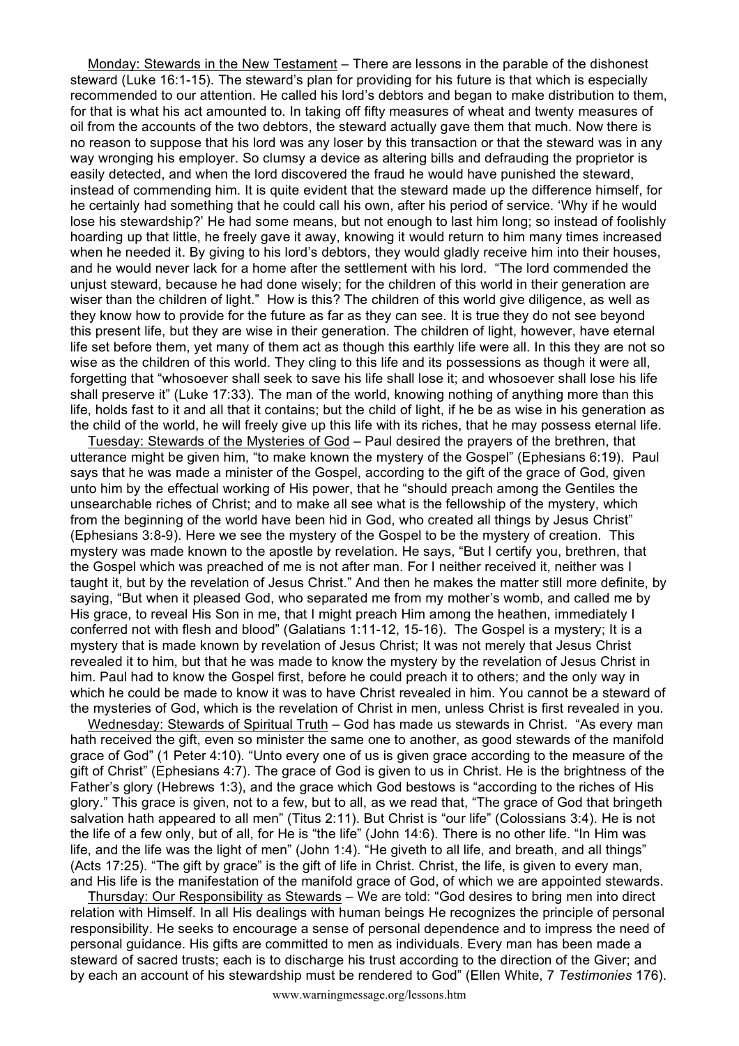Monday: Stewards in the New Testament – There are lessons in the parable of the dishonest steward (Luke 16:1-15). The steward's plan for providing for his future is that which is especially recommended to our attention. He called his lord's debtors and began to make distribution to them, for that is what his act amounted to. In taking off fifty measures of wheat and twenty measures of oil from the accounts of the two debtors, the steward actually gave them that much. Now there is no reason to suppose that his lord was any loser by this transaction or that the steward was in any way wronging his employer. So clumsy a device as altering bills and defrauding the proprietor is easily detected, and when the lord discovered the fraud he would have punished the steward, instead of commending him. It is quite evident that the steward made up the difference himself, for he certainly had something that he could call his own, after his period of service. 'Why if he would lose his stewardship?' He had some means, but not enough to last him long; so instead of foolishly hoarding up that little, he freely gave it away, knowing it would return to him many times increased when he needed it. By giving to his lord's debtors, they would gladly receive him into their houses, and he would never lack for a home after the settlement with his lord. "The lord commended the unjust steward, because he had done wisely; for the children of this world in their generation are wiser than the children of light." How is this? The children of this world give diligence, as well as they know how to provide for the future as far as they can see. It is true they do not see beyond this present life, but they are wise in their generation. The children of light, however, have eternal life set before them, yet many of them act as though this earthly life were all. In this they are not so wise as the children of this world. They cling to this life and its possessions as though it were all, forgetting that "whosoever shall seek to save his life shall lose it; and whosoever shall lose his life shall preserve it" (Luke 17:33). The man of the world, knowing nothing of anything more than this life, holds fast to it and all that it contains; but the child of light, if he be as wise in his generation as the child of the world, he will freely give up this life with its riches, that he may possess eternal life.

Tuesday: Stewards of the Mysteries of God – Paul desired the prayers of the brethren, that utterance might be given him, "to make known the mystery of the Gospel" (Ephesians 6:19). Paul says that he was made a minister of the Gospel, according to the gift of the grace of God, given unto him by the effectual working of His power, that he "should preach among the Gentiles the unsearchable riches of Christ; and to make all see what is the fellowship of the mystery, which from the beginning of the world have been hid in God, who created all things by Jesus Christ" (Ephesians 3:8-9). Here we see the mystery of the Gospel to be the mystery of creation. This mystery was made known to the apostle by revelation. He says, "But I certify you, brethren, that the Gospel which was preached of me is not after man. For I neither received it, neither was I taught it, but by the revelation of Jesus Christ." And then he makes the matter still more definite, by saying, "But when it pleased God, who separated me from my mother's womb, and called me by His grace, to reveal His Son in me, that I might preach Him among the heathen, immediately I conferred not with flesh and blood" (Galatians 1:11-12, 15-16). The Gospel is a mystery; It is a mystery that is made known by revelation of Jesus Christ; It was not merely that Jesus Christ revealed it to him, but that he was made to know the mystery by the revelation of Jesus Christ in him. Paul had to know the Gospel first, before he could preach it to others; and the only way in which he could be made to know it was to have Christ revealed in him. You cannot be a steward of the mysteries of God, which is the revelation of Christ in men, unless Christ is first revealed in you.

Wednesday: Stewards of Spiritual Truth – God has made us stewards in Christ. "As every man hath received the gift, even so minister the same one to another, as good stewards of the manifold grace of God" (1 Peter 4:10). "Unto every one of us is given grace according to the measure of the gift of Christ" (Ephesians 4:7). The grace of God is given to us in Christ. He is the brightness of the Father's glory (Hebrews 1:3), and the grace which God bestows is "according to the riches of His glory." This grace is given, not to a few, but to all, as we read that, "The grace of God that bringeth salvation hath appeared to all men" (Titus 2:11). But Christ is "our life" (Colossians 3:4). He is not the life of a few only, but of all, for He is "the life" (John 14:6). There is no other life. "In Him was life, and the life was the light of men" (John 1:4). "He giveth to all life, and breath, and all things" (Acts 17:25). "The gift by grace" is the gift of life in Christ. Christ, the life, is given to every man, and His life is the manifestation of the manifold grace of God, of which we are appointed stewards.

Thursday: Our Responsibility as Stewards – We are told: "God desires to bring men into direct relation with Himself. In all His dealings with human beings He recognizes the principle of personal responsibility. He seeks to encourage a sense of personal dependence and to impress the need of personal guidance. His gifts are committed to men as individuals. Every man has been made a steward of sacred trusts; each is to discharge his trust according to the direction of the Giver; and by each an account of his stewardship must be rendered to God" (Ellen White, 7 *Testimonies* 176).

www.warningmessage.org/lessons.htm